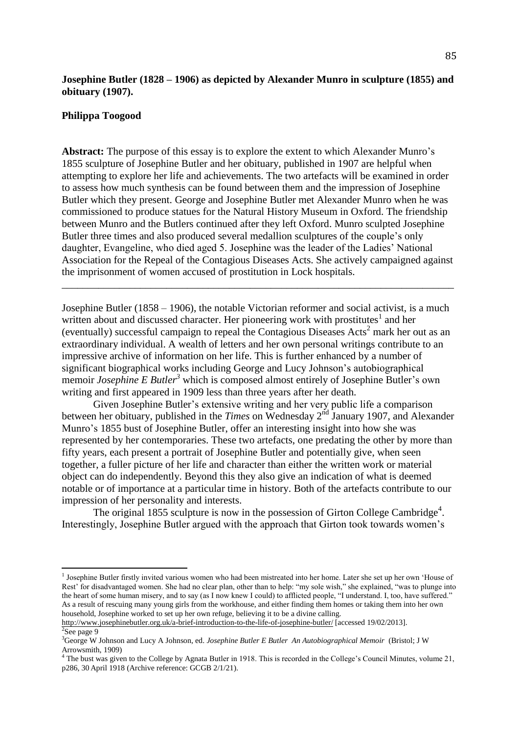**Josephine Butler (1828 – 1906) as depicted by Alexander Munro in sculpture (1855) and obituary (1907).**

**Philippa Toogood**

**Abstract:** The purpose of this essay is to explore the extent to which Alexander Munro's 1855 sculpture of Josephine Butler and her obituary, published in 1907 are helpful when attempting to explore her life and achievements. The two artefacts will be examined in order to assess how much synthesis can be found between them and the impression of Josephine Butler which they present. George and Josephine Butler met Alexander Munro when he was commissioned to produce statues for the Natural History Museum in Oxford. The friendship between Munro and the Butlers continued after they left Oxford. Munro sculpted Josephine Butler three times and also produced several medallion sculptures of the couple's only daughter, Evangeline, who died aged 5. Josephine was the leader of the Ladies' National Association for the Repeal of the Contagious Diseases Acts. She actively campaigned against the imprisonment of women accused of prostitution in Lock hospitals.

---

Josephine Butler (1858 – 1906), the notable Victorian reformer and social activist, is a much written about and discussed character. Her pioneering work with prostitutes[1] and her (eventually) successful campaign to repeal the Contagious Diseases Acts[2] mark her out as an extraordinary individual. A wealth of letters and her own personal writings contribute to an impressive archive of information on her life. This is further enhanced by a number of significant biographical works including George and Lucy Johnson's autobiographical memoir *Josephine E Butler*[3] which is composed almost entirely of Josephine Butler's own writing and first appeared in 1909 less than three years after her death.

Given Josephine Butler's extensive writing and her very public life a comparison between her obituary, published in the *Times* on Wednesday 2nd January 1907, and Alexander Munro's 1855 bust of Josephine Butler, offer an interesting insight into how she was represented by her contemporaries. These two artefacts, one predating the other by more than fifty years, each present a portrait of Josephine Butler and potentially give, when seen together, a fuller picture of her life and character than either the written work or material object can do independently. Beyond this they also give an indication of what is deemed notable or of importance at a particular time in history. Both of the artefacts contribute to our impression of her personality and interests.

The original 1855 sculpture is now in the possession of Girton College Cambridge[4]. Interestingly, Josephine Butler argued with the approach that Girton took towards women's

---

[1] Josephine Butler firstly invited various women who had been mistreated into her home. Later she set up her own 'House of Rest' for disadvantaged women. She had no clear plan, other than to help: "my sole wish," she explained, "was to plunge into the heart of some human misery, and to say (as I now knew I could) to afflicted people, "I understand. I, too, have suffered." As a result of rescuing many young girls from the workhouse, and either finding them homes or taking them into her own household, Josephine worked to set up her own refuge, believing it to be a divine calling.
http://www.josephinebutler.org.uk/a-brief-introduction-to-the-life-of-josephine-butler/ [accessed 19/02/2013].

[2] See page 9

[3] George W Johnson and Lucy A Johnson, ed. *Josephine Butler E Butler An Autobiographical Memoir* (Bristol; J W Arrowsmith, 1909)

[4] The bust was given to the College by Agnata Butler in 1918. This is recorded in the College's Council Minutes, volume 21, p286, 30 April 1918 (Archive reference: GCGB 2/1/21).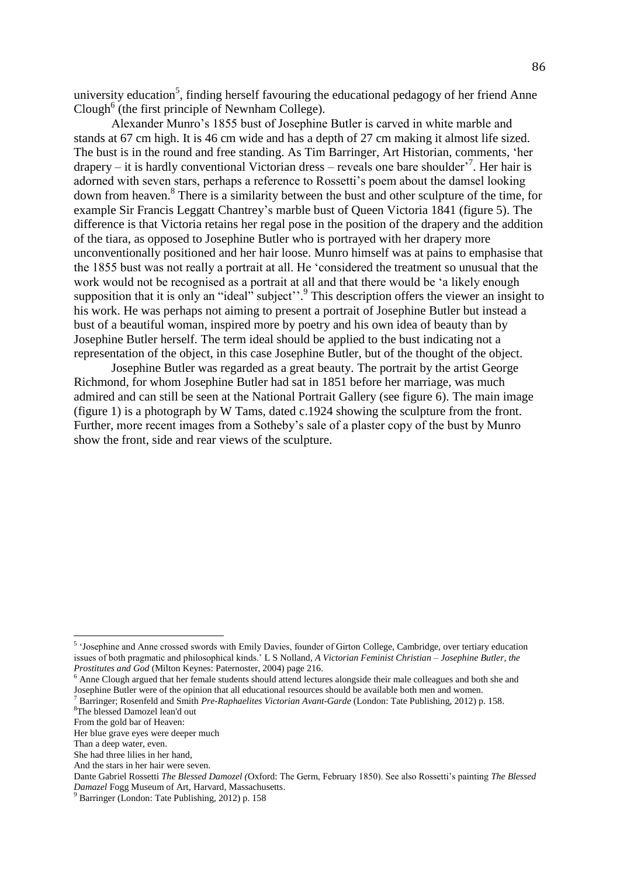university education[5], finding herself favouring the educational pedagogy of her friend Anne Clough[6] (the first principle of Newnham College).

Alexander Munro's 1855 bust of Josephine Butler is carved in white marble and stands at 67 cm high. It is 46 cm wide and has a depth of 27 cm making it almost life sized. The bust is in the round and free standing. As Tim Barringer, Art Historian, comments, 'her drapery – it is hardly conventional Victorian dress – reveals one bare shoulder'[7]. Her hair is adorned with seven stars, perhaps a reference to Rossetti's poem about the damsel looking down from heaven.[8] There is a similarity between the bust and other sculpture of the time, for example Sir Francis Leggatt Chantrey's marble bust of Queen Victoria 1841 (figure 5). The difference is that Victoria retains her regal pose in the position of the drapery and the addition of the tiara, as opposed to Josephine Butler who is portrayed with her drapery more unconventionally positioned and her hair loose. Munro himself was at pains to emphasise that the 1855 bust was not really a portrait at all. He 'considered the treatment so unusual that the work would not be recognised as a portrait at all and that there would be 'a likely enough supposition that it is only an "ideal" subject''.[9] This description offers the viewer an insight to his work. He was perhaps not aiming to present a portrait of Josephine Butler but instead a bust of a beautiful woman, inspired more by poetry and his own idea of beauty than by Josephine Butler herself. The term ideal should be applied to the bust indicating not a representation of the object, in this case Josephine Butler, but of the thought of the object.

Josephine Butler was regarded as a great beauty. The portrait by the artist George Richmond, for whom Josephine Butler had sat in 1851 before her marriage, was much admired and can still be seen at the National Portrait Gallery (see figure 6). The main image (figure 1) is a photograph by W Tams, dated c.1924 showing the sculpture from the front. Further, more recent images from a Sotheby's sale of a plaster copy of the bust by Munro show the front, side and rear views of the sculpture.

---

[5] 'Josephine and Anne crossed swords with Emily Davies, founder of Girton College, Cambridge, over tertiary education issues of both pragmatic and philosophical kinds.' L S Nolland, *A Victorian Feminist Christian – Josephine Butler, the Prostitutes and God* (Milton Keynes: Paternoster, 2004) page 216.

[6] Anne Clough argued that her female students should attend lectures alongside their male colleagues and both she and Josephine Butler were of the opinion that all educational resources should be available both men and women.

[7] Barringer; Rosenfeld and Smith *Pre-Raphaelites Victorian Avant-Garde* (London: Tate Publishing, 2012) p. 158.

[8] The blessed Damozel lean'd out
From the gold bar of Heaven:
Her blue grave eyes were deeper much
Than a deep water, even.
She had three lilies in her hand,
And the stars in her hair were seven.

Dante Gabriel Rossetti *The Blessed Damozel (*Oxford: The Germ, February 1850). See also Rossetti's painting *The Blessed Damazel* Fogg Museum of Art, Harvard, Massachusetts.

[9] Barringer (London: Tate Publishing, 2012) p. 158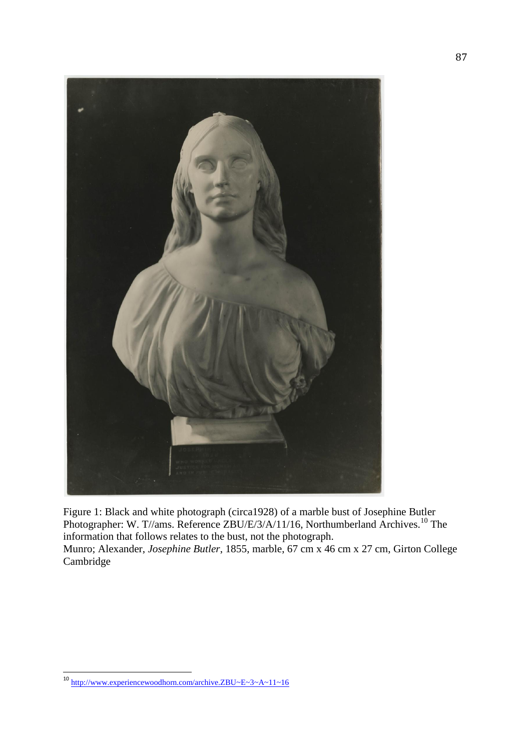Figure 1: Black and white photograph (circa1928) of a marble bust of Josephine Butler Photographer: W. T//ams. Reference ZBU/E/3/A/11/16, Northumberland Archives.[10] The information that follows relates to the bust, not the photograph.
Munro; Alexander, *Josephine Butler*, 1855, marble, 67 cm x 46 cm x 27 cm, Girton College Cambridge

[10] http://www.experiencewoodhorn.com/archive.ZBU~E~3~A~11~16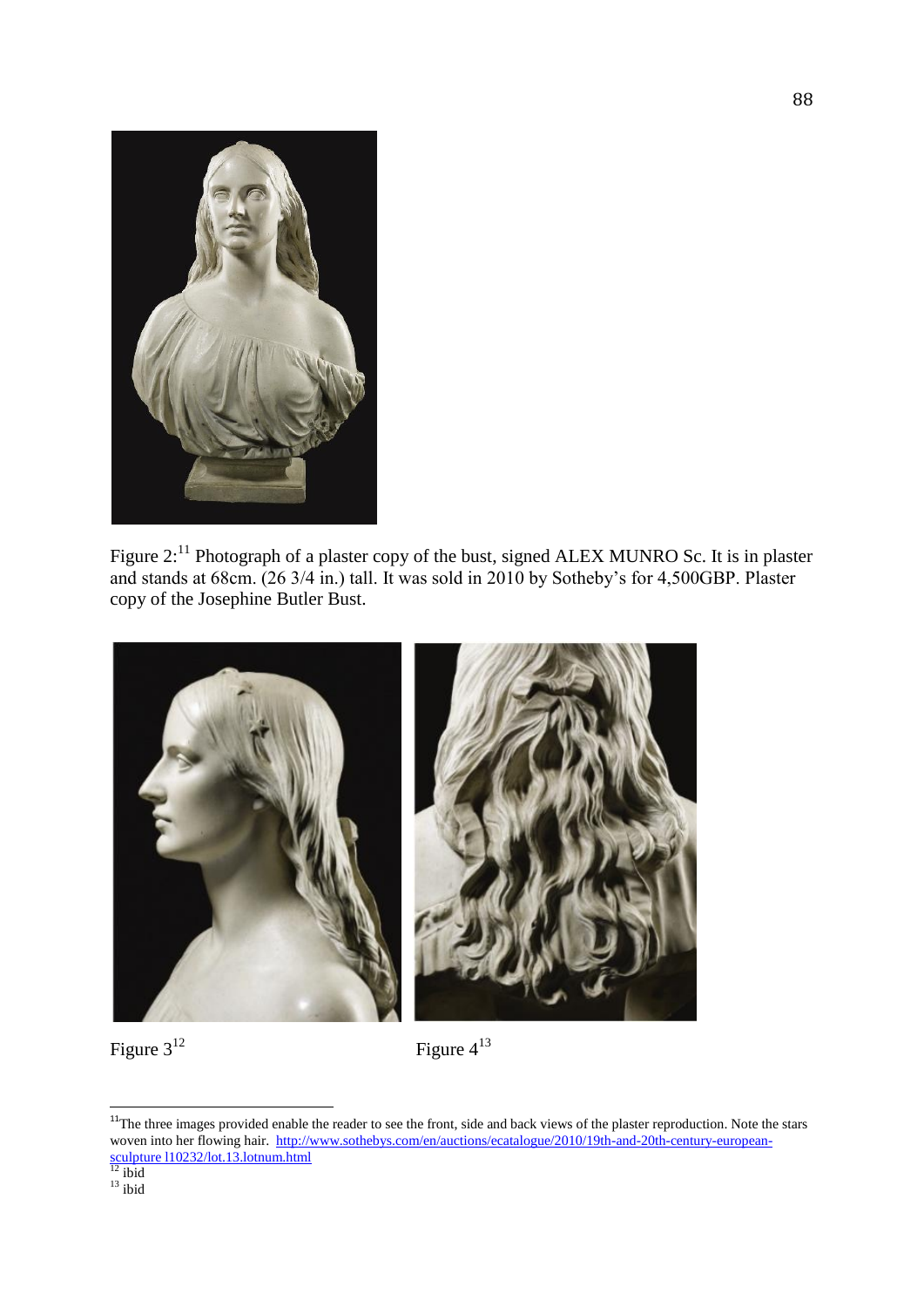Figure 2:[11] Photograph of a plaster copy of the bust, signed ALEX MUNRO Sc. It is in plaster and stands at 68cm. (26 3/4 in.) tall. It was sold in 2010 by Sotheby's for 4,500GBP. Plaster copy of the Josephine Butler Bust.

Figure 3[12]

Figure 4[13]

[11] The three images provided enable the reader to see the front, side and back views of the plaster reproduction. Note the stars woven into her flowing hair. http://www.sothebys.com/en/auctions/ecatalogue/2010/19th-and-20th-century-european-sculpture l10232/lot.13.lotnum.html

[12] ibid

[13] ibid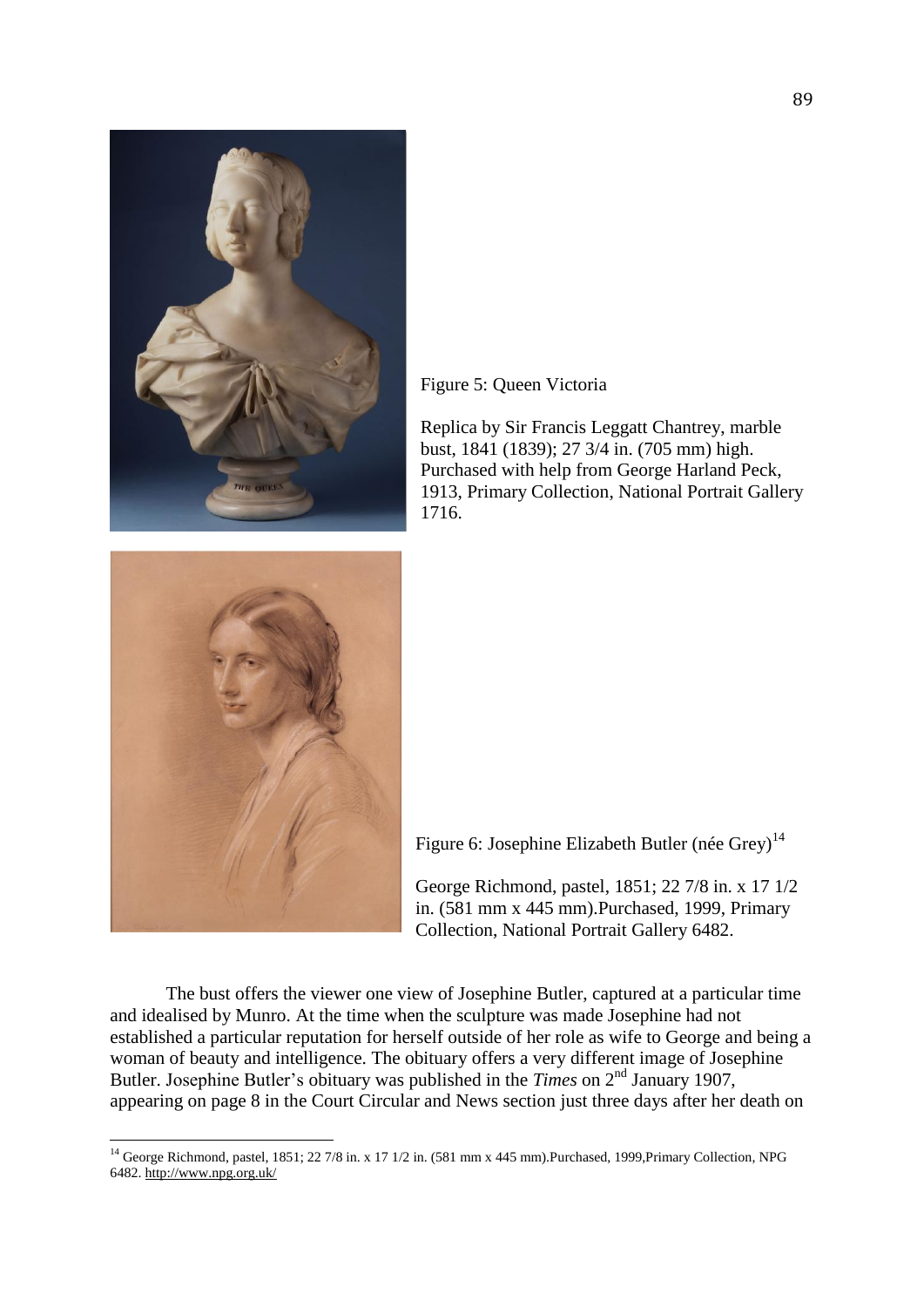Figure 5: Queen Victoria

Replica by Sir Francis Leggatt Chantrey, marble bust, 1841 (1839); 27 3/4 in. (705 mm) high. Purchased with help from George Harland Peck, 1913, Primary Collection, National Portrait Gallery 1716.

Figure 6: Josephine Elizabeth Butler (née Grey)[14]

George Richmond, pastel, 1851; 22 7/8 in. x 17 1/2 in. (581 mm x 445 mm).Purchased, 1999, Primary Collection, National Portrait Gallery 6482.

The bust offers the viewer one view of Josephine Butler, captured at a particular time and idealised by Munro. At the time when the sculpture was made Josephine had not established a particular reputation for herself outside of her role as wife to George and being a woman of beauty and intelligence. The obituary offers a very different image of Josephine Butler. Josephine Butler's obituary was published in the *Times* on 2nd January 1907, appearing on page 8 in the Court Circular and News section just three days after her death on

[14] George Richmond, pastel, 1851; 22 7/8 in. x 17 1/2 in. (581 mm x 445 mm).Purchased, 1999,Primary Collection, NPG 6482. http://www.npg.org.uk/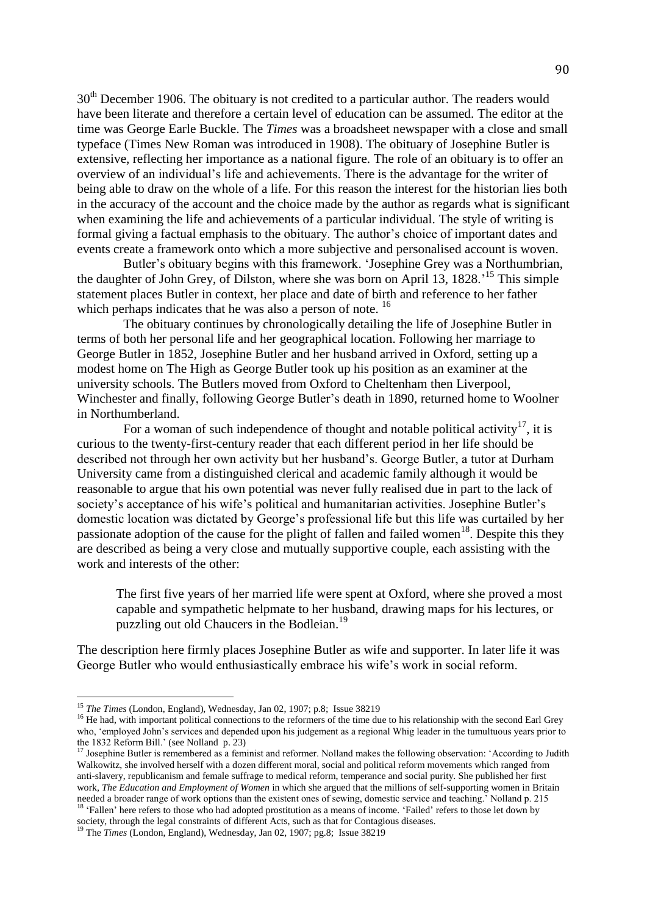30th December 1906. The obituary is not credited to a particular author. The readers would have been literate and therefore a certain level of education can be assumed. The editor at the time was George Earle Buckle. The *Times* was a broadsheet newspaper with a close and small typeface (Times New Roman was introduced in 1908). The obituary of Josephine Butler is extensive, reflecting her importance as a national figure. The role of an obituary is to offer an overview of an individual's life and achievements. There is the advantage for the writer of being able to draw on the whole of a life. For this reason the interest for the historian lies both in the accuracy of the account and the choice made by the author as regards what is significant when examining the life and achievements of a particular individual. The style of writing is formal giving a factual emphasis to the obituary. The author's choice of important dates and events create a framework onto which a more subjective and personalised account is woven.

Butler's obituary begins with this framework. 'Josephine Grey was a Northumbrian, the daughter of John Grey, of Dilston, where she was born on April 13, 1828.'[15] This simple statement places Butler in context, her place and date of birth and reference to her father which perhaps indicates that he was also a person of note. [16]

The obituary continues by chronologically detailing the life of Josephine Butler in terms of both her personal life and her geographical location. Following her marriage to George Butler in 1852, Josephine Butler and her husband arrived in Oxford, setting up a modest home on The High as George Butler took up his position as an examiner at the university schools. The Butlers moved from Oxford to Cheltenham then Liverpool, Winchester and finally, following George Butler's death in 1890, returned home to Woolner in Northumberland.

For a woman of such independence of thought and notable political activity[17], it is curious to the twenty-first-century reader that each different period in her life should be described not through her own activity but her husband's. George Butler, a tutor at Durham University came from a distinguished clerical and academic family although it would be reasonable to argue that his own potential was never fully realised due in part to the lack of society's acceptance of his wife's political and humanitarian activities. Josephine Butler's domestic location was dictated by George's professional life but this life was curtailed by her passionate adoption of the cause for the plight of fallen and failed women[18]. Despite this they are described as being a very close and mutually supportive couple, each assisting with the work and interests of the other:

> The first five years of her married life were spent at Oxford, where she proved a most capable and sympathetic helpmate to her husband, drawing maps for his lectures, or puzzling out old Chaucers in the Bodleian.[19]

The description here firmly places Josephine Butler as wife and supporter. In later life it was George Butler who would enthusiastically embrace his wife's work in social reform.

---

[15] *The Times* (London, England), Wednesday, Jan 02, 1907; p.8; Issue 38219

[16] He had, with important political connections to the reformers of the time due to his relationship with the second Earl Grey who, 'employed John's services and depended upon his judgement as a regional Whig leader in the tumultuous years prior to the 1832 Reform Bill.' (see Nolland p. 23)

[17] Josephine Butler is remembered as a feminist and reformer. Nolland makes the following observation: 'According to Judith Walkowitz, she involved herself with a dozen different moral, social and political reform movements which ranged from anti-slavery, republicanism and female suffrage to medical reform, temperance and social purity. She published her first work, *The Education and Employment of Women* in which she argued that the millions of self-supporting women in Britain needed a broader range of work options than the existent ones of sewing, domestic service and teaching.' Nolland p. 215

[18] 'Fallen' here refers to those who had adopted prostitution as a means of income. 'Failed' refers to those let down by society, through the legal constraints of different Acts, such as that for Contagious diseases.

[19] The *Times* (London, England), Wednesday, Jan 02, 1907; pg.8; Issue 38219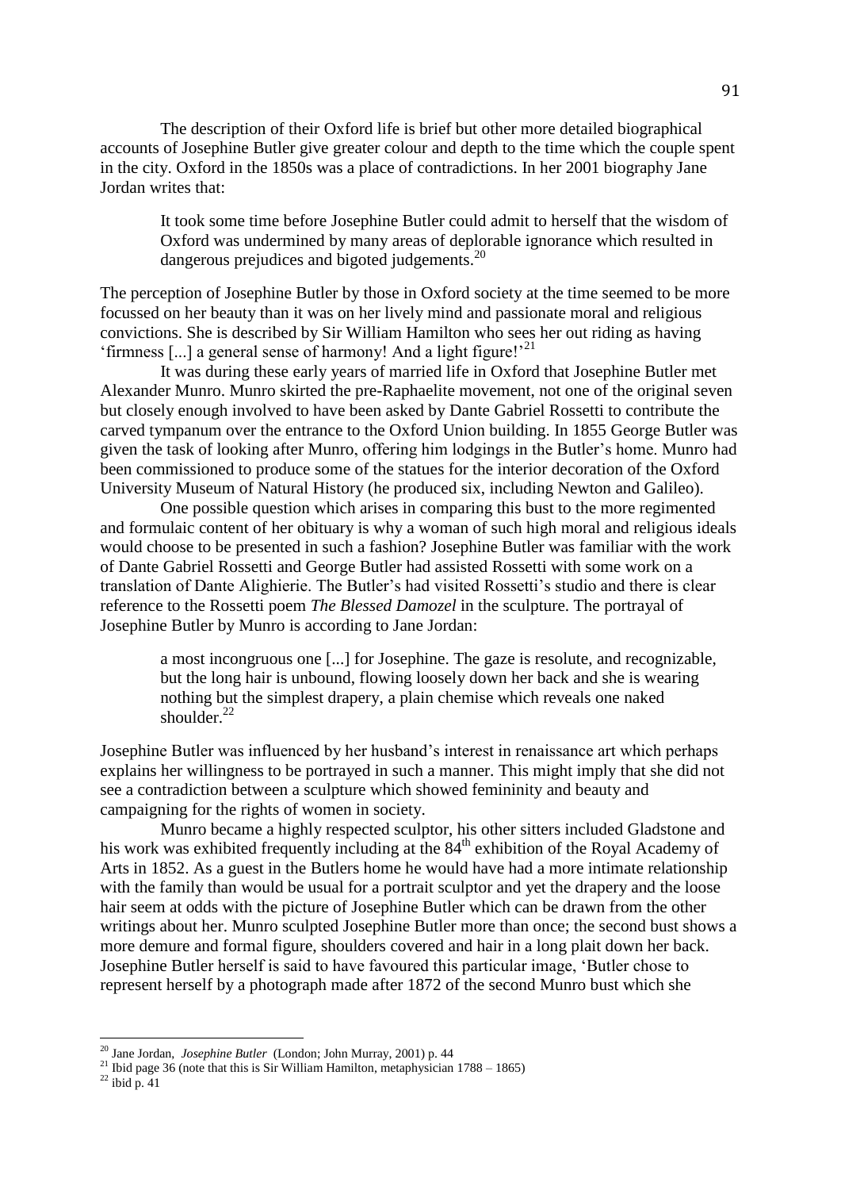The description of their Oxford life is brief but other more detailed biographical accounts of Josephine Butler give greater colour and depth to the time which the couple spent in the city. Oxford in the 1850s was a place of contradictions. In her 2001 biography Jane Jordan writes that:

> It took some time before Josephine Butler could admit to herself that the wisdom of Oxford was undermined by many areas of deplorable ignorance which resulted in dangerous prejudices and bigoted judgements.[20]

The perception of Josephine Butler by those in Oxford society at the time seemed to be more focussed on her beauty than it was on her lively mind and passionate moral and religious convictions. She is described by Sir William Hamilton who sees her out riding as having 'firmness [...] a general sense of harmony! And a light figure!'[21]

It was during these early years of married life in Oxford that Josephine Butler met Alexander Munro. Munro skirted the pre-Raphaelite movement, not one of the original seven but closely enough involved to have been asked by Dante Gabriel Rossetti to contribute the carved tympanum over the entrance to the Oxford Union building. In 1855 George Butler was given the task of looking after Munro, offering him lodgings in the Butler's home. Munro had been commissioned to produce some of the statues for the interior decoration of the Oxford University Museum of Natural History (he produced six, including Newton and Galileo).

One possible question which arises in comparing this bust to the more regimented and formulaic content of her obituary is why a woman of such high moral and religious ideals would choose to be presented in such a fashion? Josephine Butler was familiar with the work of Dante Gabriel Rossetti and George Butler had assisted Rossetti with some work on a translation of Dante Alighierie. The Butler's had visited Rossetti's studio and there is clear reference to the Rossetti poem *The Blessed Damozel* in the sculpture. The portrayal of Josephine Butler by Munro is according to Jane Jordan:

> a most incongruous one [...] for Josephine. The gaze is resolute, and recognizable, but the long hair is unbound, flowing loosely down her back and she is wearing nothing but the simplest drapery, a plain chemise which reveals one naked shoulder.[22]

Josephine Butler was influenced by her husband's interest in renaissance art which perhaps explains her willingness to be portrayed in such a manner. This might imply that she did not see a contradiction between a sculpture which showed femininity and beauty and campaigning for the rights of women in society.

Munro became a highly respected sculptor, his other sitters included Gladstone and his work was exhibited frequently including at the 84th exhibition of the Royal Academy of Arts in 1852. As a guest in the Butlers home he would have had a more intimate relationship with the family than would be usual for a portrait sculptor and yet the drapery and the loose hair seem at odds with the picture of Josephine Butler which can be drawn from the other writings about her. Munro sculpted Josephine Butler more than once; the second bust shows a more demure and formal figure, shoulders covered and hair in a long plait down her back. Josephine Butler herself is said to have favoured this particular image, 'Butler chose to represent herself by a photograph made after 1872 of the second Munro bust which she

---

[20] Jane Jordan, *Josephine Butler* (London; John Murray, 2001) p. 44

[21] Ibid page 36 (note that this is Sir William Hamilton, metaphysician 1788 – 1865)

[22] ibid p. 41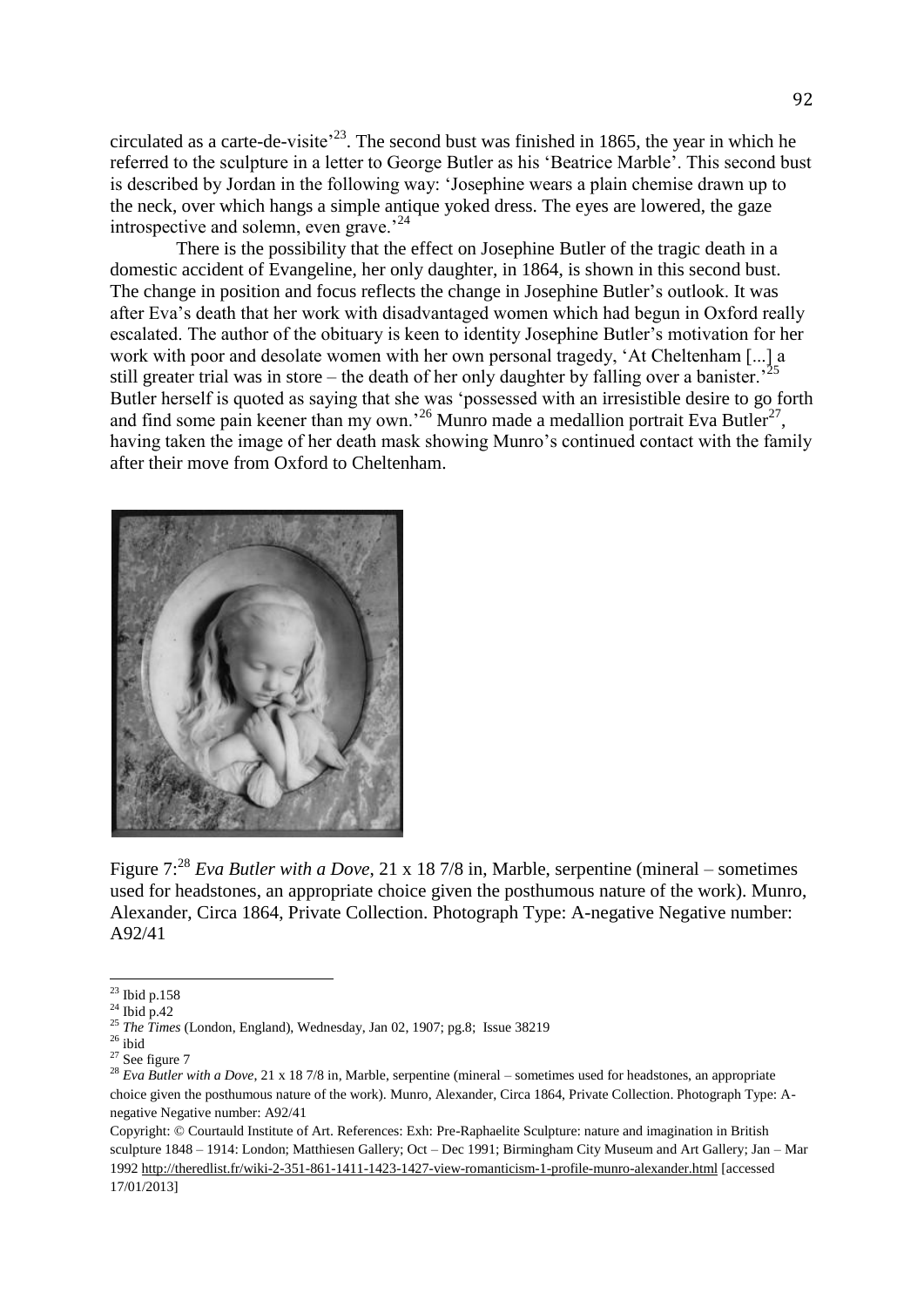circulated as a carte-de-visite'[23]. The second bust was finished in 1865, the year in which he referred to the sculpture in a letter to George Butler as his 'Beatrice Marble'. This second bust is described by Jordan in the following way: 'Josephine wears a plain chemise drawn up to the neck, over which hangs a simple antique yoked dress. The eyes are lowered, the gaze introspective and solemn, even grave.'[24]

There is the possibility that the effect on Josephine Butler of the tragic death in a domestic accident of Evangeline, her only daughter, in 1864, is shown in this second bust. The change in position and focus reflects the change in Josephine Butler's outlook. It was after Eva's death that her work with disadvantaged women which had begun in Oxford really escalated. The author of the obituary is keen to identity Josephine Butler's motivation for her work with poor and desolate women with her own personal tragedy, 'At Cheltenham [...] a still greater trial was in store – the death of her only daughter by falling over a banister.'[25] Butler herself is quoted as saying that she was 'possessed with an irresistible desire to go forth and find some pain keener than my own.'[26] Munro made a medallion portrait Eva Butler[27], having taken the image of her death mask showing Munro's continued contact with the family after their move from Oxford to Cheltenham.

Figure 7:[28] *Eva Butler with a Dove*, 21 x 18 7/8 in, Marble, serpentine (mineral – sometimes used for headstones, an appropriate choice given the posthumous nature of the work). Munro, Alexander, Circa 1864, Private Collection. Photograph Type: A-negative Negative number: A92/41

---

[23] Ibid p.158

[24] Ibid p.42

[25] *The Times* (London, England), Wednesday, Jan 02, 1907; pg.8; Issue 38219

[26] ibid

[27] See figure 7

[28] *Eva Butler with a Dove*, 21 x 18 7/8 in, Marble, serpentine (mineral – sometimes used for headstones, an appropriate choice given the posthumous nature of the work). Munro, Alexander, Circa 1864, Private Collection. Photograph Type: A-negative Negative number: A92/41

Copyright: © Courtauld Institute of Art. References: Exh: Pre-Raphaelite Sculpture: nature and imagination in British sculpture 1848 – 1914: London; Matthiesen Gallery; Oct – Dec 1991; Birmingham City Museum and Art Gallery; Jan – Mar 1992 http://theredlist.fr/wiki-2-351-861-1411-1423-1427-view-romanticism-1-profile-munro-alexander.html [accessed 17/01/2013]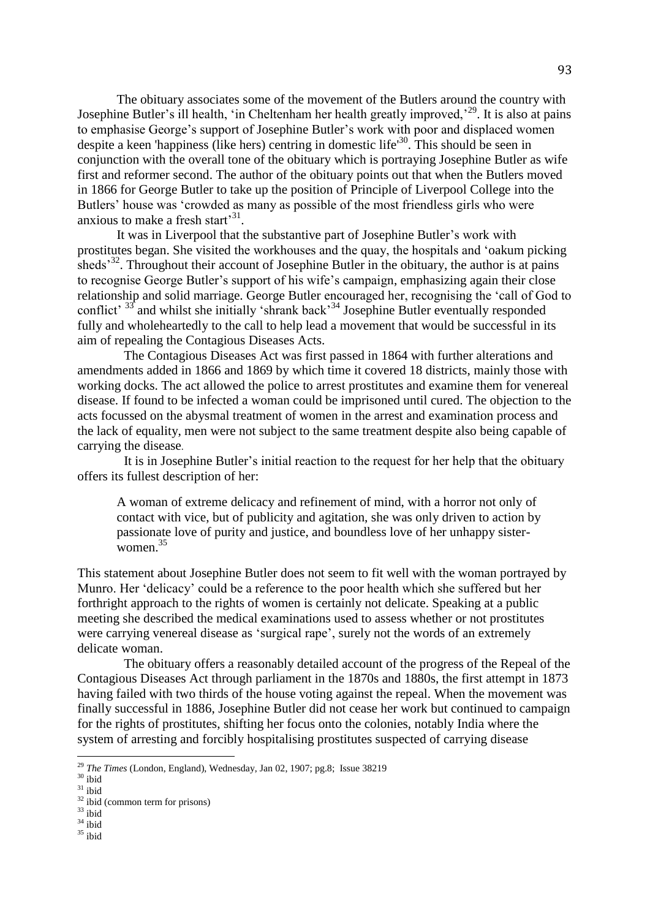The obituary associates some of the movement of the Butlers around the country with Josephine Butler's ill health, 'in Cheltenham her health greatly improved,'[29]. It is also at pains to emphasise George's support of Josephine Butler's work with poor and displaced women despite a keen 'happiness (like hers) centring in domestic life'[30]. This should be seen in conjunction with the overall tone of the obituary which is portraying Josephine Butler as wife first and reformer second. The author of the obituary points out that when the Butlers moved in 1866 for George Butler to take up the position of Principle of Liverpool College into the Butlers' house was 'crowded as many as possible of the most friendless girls who were anxious to make a fresh start'[31].

It was in Liverpool that the substantive part of Josephine Butler's work with prostitutes began. She visited the workhouses and the quay, the hospitals and 'oakum picking sheds'[32]. Throughout their account of Josephine Butler in the obituary, the author is at pains to recognise George Butler's support of his wife's campaign, emphasizing again their close relationship and solid marriage. George Butler encouraged her, recognising the 'call of God to conflict' [33] and whilst she initially 'shrank back'[34] Josephine Butler eventually responded fully and wholeheartedly to the call to help lead a movement that would be successful in its aim of repealing the Contagious Diseases Acts.

The Contagious Diseases Act was first passed in 1864 with further alterations and amendments added in 1866 and 1869 by which time it covered 18 districts, mainly those with working docks. The act allowed the police to arrest prostitutes and examine them for venereal disease. If found to be infected a woman could be imprisoned until cured. The objection to the acts focussed on the abysmal treatment of women in the arrest and examination process and the lack of equality, men were not subject to the same treatment despite also being capable of carrying the disease.

It is in Josephine Butler's initial reaction to the request for her help that the obituary offers its fullest description of her:

> A woman of extreme delicacy and refinement of mind, with a horror not only of contact with vice, but of publicity and agitation, she was only driven to action by passionate love of purity and justice, and boundless love of her unhappy sister-women.[35]

This statement about Josephine Butler does not seem to fit well with the woman portrayed by Munro. Her 'delicacy' could be a reference to the poor health which she suffered but her forthright approach to the rights of women is certainly not delicate. Speaking at a public meeting she described the medical examinations used to assess whether or not prostitutes were carrying venereal disease as 'surgical rape', surely not the words of an extremely delicate woman.

The obituary offers a reasonably detailed account of the progress of the Repeal of the Contagious Diseases Act through parliament in the 1870s and 1880s, the first attempt in 1873 having failed with two thirds of the house voting against the repeal. When the movement was finally successful in 1886, Josephine Butler did not cease her work but continued to campaign for the rights of prostitutes, shifting her focus onto the colonies, notably India where the system of arresting and forcibly hospitalising prostitutes suspected of carrying disease

---

[29] *The Times* (London, England), Wednesday, Jan 02, 1907; pg.8; Issue 38219

[30] ibid

[31] ibid

[32] ibid (common term for prisons)

[33] ibid

[34] ibid

[35] ibid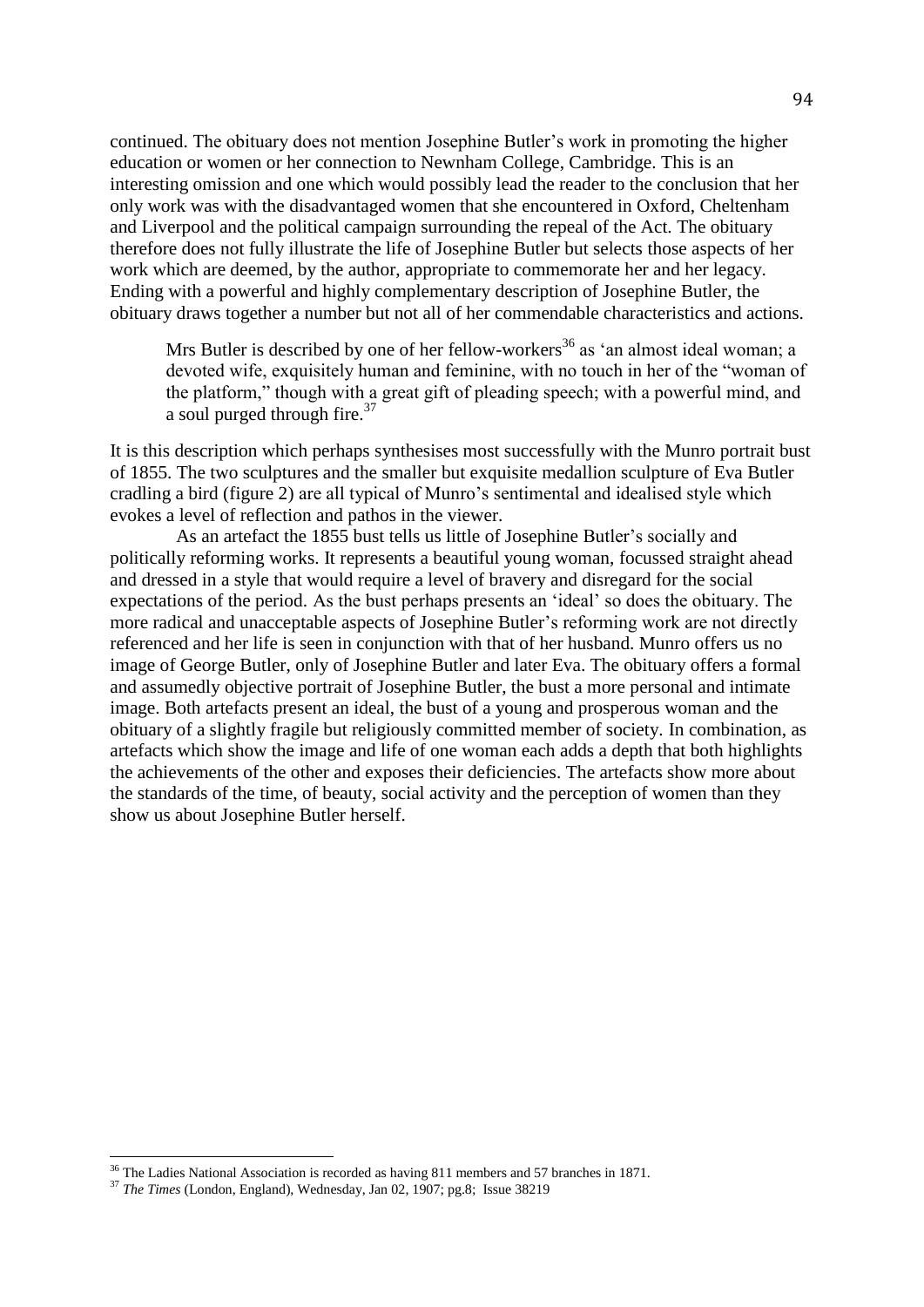continued. The obituary does not mention Josephine Butler's work in promoting the higher education or women or her connection to Newnham College, Cambridge. This is an interesting omission and one which would possibly lead the reader to the conclusion that her only work was with the disadvantaged women that she encountered in Oxford, Cheltenham and Liverpool and the political campaign surrounding the repeal of the Act. The obituary therefore does not fully illustrate the life of Josephine Butler but selects those aspects of her work which are deemed, by the author, appropriate to commemorate her and her legacy. Ending with a powerful and highly complementary description of Josephine Butler, the obituary draws together a number but not all of her commendable characteristics and actions.

> Mrs Butler is described by one of her fellow-workers[36] as 'an almost ideal woman; a devoted wife, exquisitely human and feminine, with no touch in her of the "woman of the platform," though with a great gift of pleading speech; with a powerful mind, and a soul purged through fire.[37]

It is this description which perhaps synthesises most successfully with the Munro portrait bust of 1855. The two sculptures and the smaller but exquisite medallion sculpture of Eva Butler cradling a bird (figure 2) are all typical of Munro's sentimental and idealised style which evokes a level of reflection and pathos in the viewer.

As an artefact the 1855 bust tells us little of Josephine Butler's socially and politically reforming works. It represents a beautiful young woman, focussed straight ahead and dressed in a style that would require a level of bravery and disregard for the social expectations of the period. As the bust perhaps presents an 'ideal' so does the obituary. The more radical and unacceptable aspects of Josephine Butler's reforming work are not directly referenced and her life is seen in conjunction with that of her husband. Munro offers us no image of George Butler, only of Josephine Butler and later Eva. The obituary offers a formal and assumedly objective portrait of Josephine Butler, the bust a more personal and intimate image. Both artefacts present an ideal, the bust of a young and prosperous woman and the obituary of a slightly fragile but religiously committed member of society. In combination, as artefacts which show the image and life of one woman each adds a depth that both highlights the achievements of the other and exposes their deficiencies. The artefacts show more about the standards of the time, of beauty, social activity and the perception of women than they show us about Josephine Butler herself.

---

[36] The Ladies National Association is recorded as having 811 members and 57 branches in 1871.

[37] *The Times* (London, England), Wednesday, Jan 02, 1907; pg.8; Issue 38219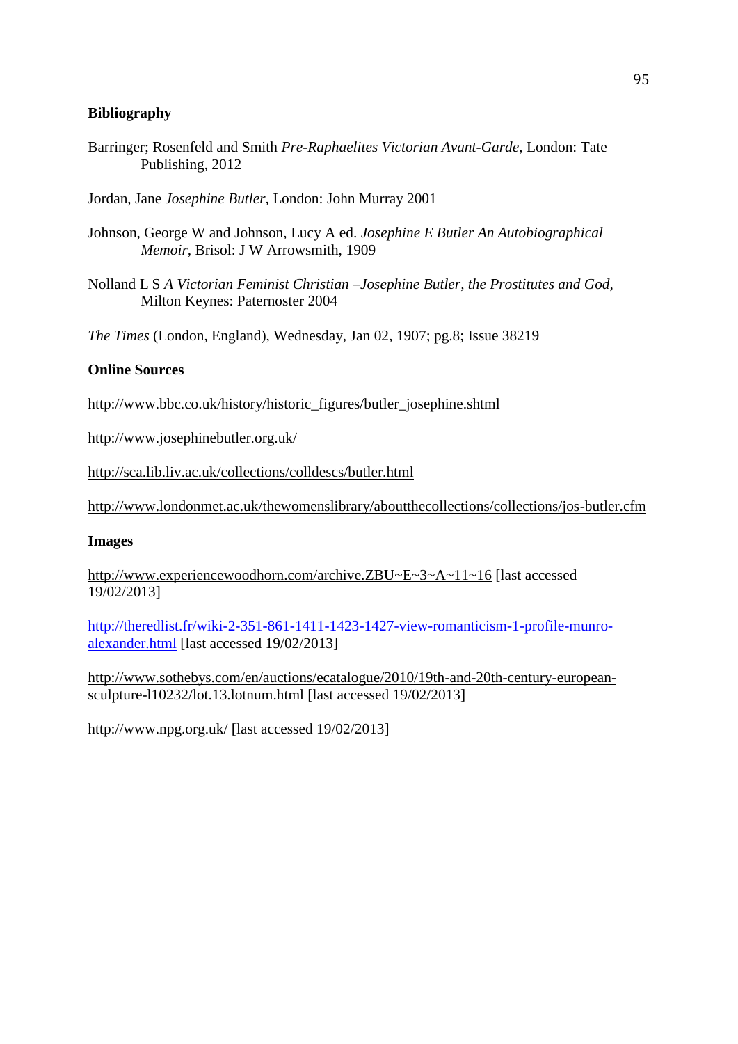## Bibliography

Barringer; Rosenfeld and Smith *Pre-Raphaelites Victorian Avant-Garde,* London: Tate Publishing, 2012

Jordan, Jane *Josephine Butler,* London: John Murray 2001

Johnson, George W and Johnson, Lucy A ed. *Josephine E Butler An Autobiographical Memoir,* Brisol: J W Arrowsmith, 1909

Nolland L S *A Victorian Feminist Christian –Josephine Butler, the Prostitutes and God,* Milton Keynes: Paternoster 2004

*The Times* (London, England), Wednesday, Jan 02, 1907; pg.8; Issue 38219

## Online Sources

http://www.bbc.co.uk/history/historic_figures/butler_josephine.shtml

http://www.josephinebutler.org.uk/

http://sca.lib.liv.ac.uk/collections/colldescs/butler.html

http://www.londonmet.ac.uk/thewomenslibrary/aboutthecollections/collections/jos-butler.cfm

## Images

http://www.experiencewoodhorn.com/archive.ZBU~E~3~A~11~16 [last accessed 19/02/2013]

http://theredlist.fr/wiki-2-351-861-1411-1423-1427-view-romanticism-1-profile-munro-alexander.html [last accessed 19/02/2013]

http://www.sothebys.com/en/auctions/ecatalogue/2010/19th-and-20th-century-european-sculpture-l10232/lot.13.lotnum.html [last accessed 19/02/2013]

http://www.npg.org.uk/ [last accessed 19/02/2013]